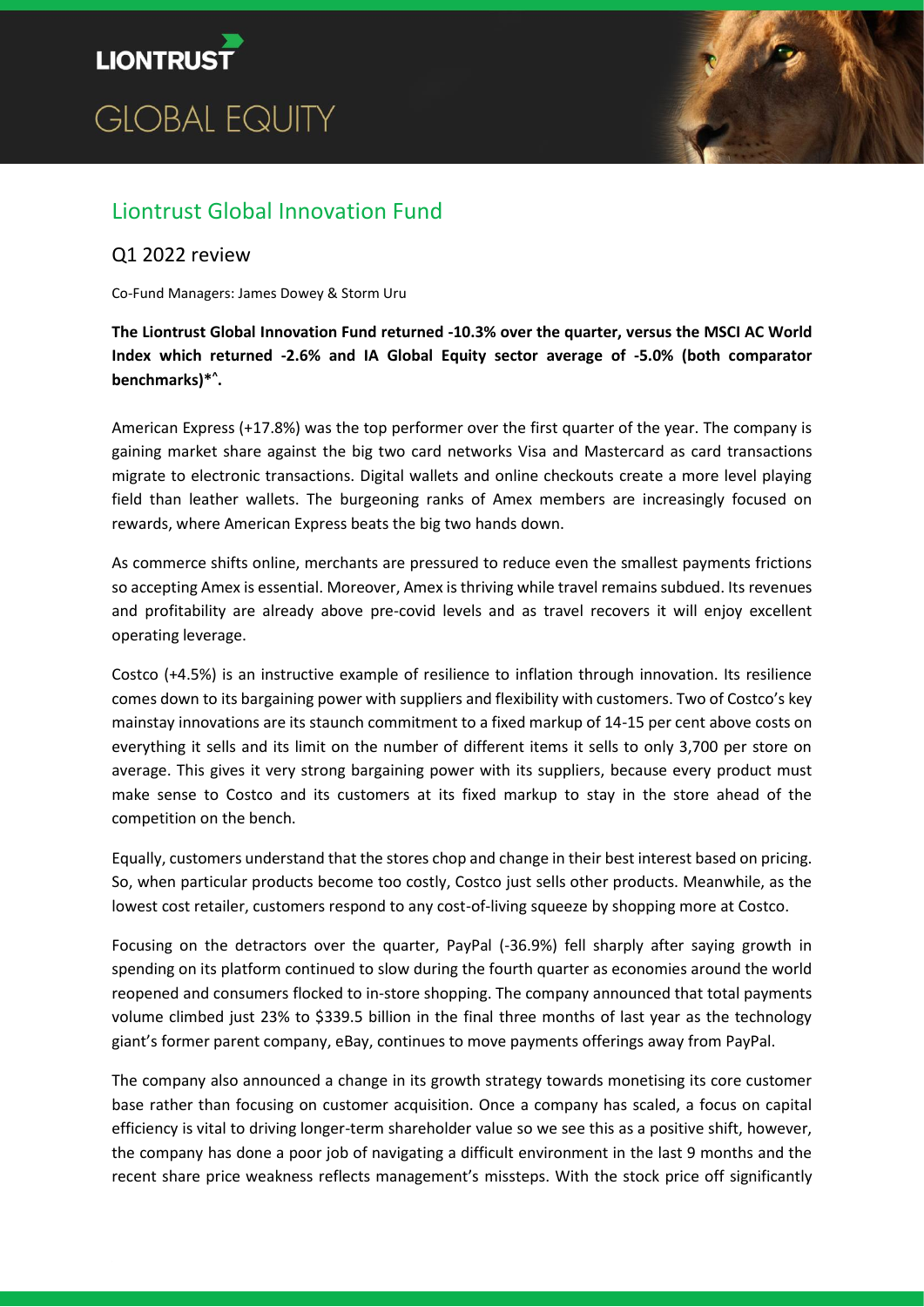LIONTRUST

GLOBAL EQUITY

# Liontrust Global Innovation Fund

## Q1 2022 review

Co-Fund Managers: James Dowey & Storm Uru

**The Liontrust Global Innovation Fund returned -10.3% over the quarter, versus the MSCI AC World Index which returned -2.6% and IA Global Equity sector average of -5.0% (both comparator benchmarks)*^.**

American Express (+17.8%) was the top performer over the first quarter of the year. The company is gaining market share against the big two card networks Visa and Mastercard as card transactions migrate to electronic transactions. Digital wallets and online checkouts create a more level playing field than leather wallets. The burgeoning ranks of Amex members are increasingly focused on rewards, where American Express beats the big two hands down.

As commerce shifts online, merchants are pressured to reduce even the smallest payments frictions so accepting Amex is essential. Moreover, Amex is thriving while travel remains subdued. Its revenues and profitability are already above pre-covid levels and as travel recovers it will enjoy excellent operating leverage.

Costco (+4.5%) is an instructive example of resilience to inflation through innovation. Its resilience comes down to its bargaining power with suppliers and flexibility with customers. Two of Costco's key mainstay innovations are its staunch commitment to a fixed markup of 14-15 per cent above costs on everything it sells and its limit on the number of different items it sells to only 3,700 per store on average. This gives it very strong bargaining power with its suppliers, because every product must make sense to Costco and its customers at its fixed markup to stay in the store ahead of the competition on the bench.

Equally, customers understand that the stores chop and change in their best interest based on pricing. So, when particular products become too costly, Costco just sells other products. Meanwhile, as the lowest cost retailer, customers respond to any cost-of-living squeeze by shopping more at Costco.

Focusing on the detractors over the quarter, PayPal (-36.9%) fell sharply after saying growth in spending on its platform continued to slow during the fourth quarter as economies around the world reopened and consumers flocked to in-store shopping. The company announced that total payments volume climbed just 23% to $339.5 billion in the final three months of last year as the technology giant's former parent company, eBay, continues to move payments offerings away from PayPal.

The company also announced a change in its growth strategy towards monetising its core customer base rather than focusing on customer acquisition. Once a company has scaled, a focus on capital efficiency is vital to driving longer-term shareholder value so we see this as a positive shift, however, the company has done a poor job of navigating a difficult environment in the last 9 months and the recent share price weakness reflects management's missteps. With the stock price off significantly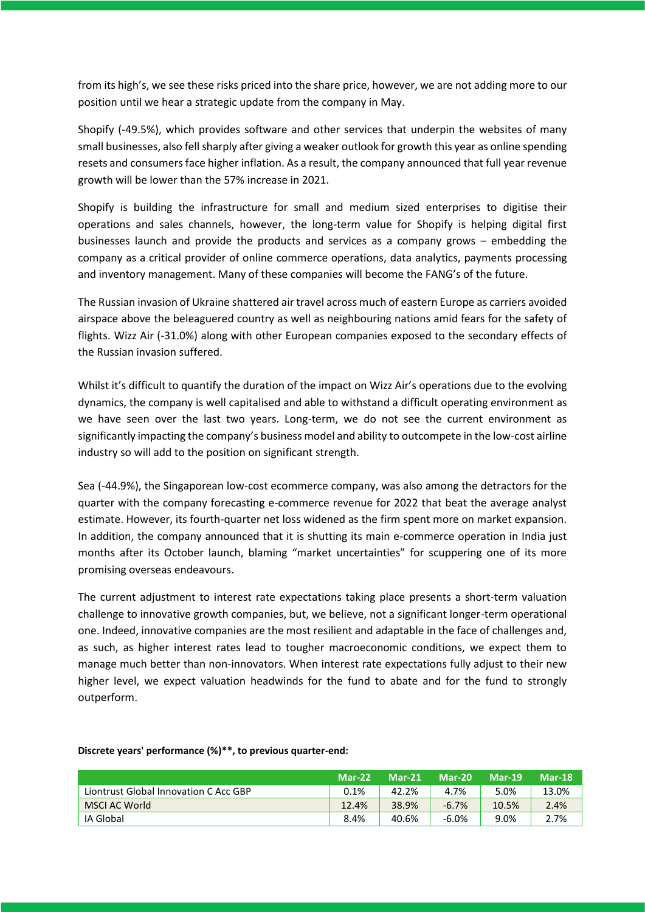from its high's, we see these risks priced into the share price, however, we are not adding more to our position until we hear a strategic update from the company in May.

Shopify (-49.5%), which provides software and other services that underpin the websites of many small businesses, also fell sharply after giving a weaker outlook for growth this year as online spending resets and consumers face higher inflation. As a result, the company announced that full year revenue growth will be lower than the 57% increase in 2021.

Shopify is building the infrastructure for small and medium sized enterprises to digitise their operations and sales channels, however, the long-term value for Shopify is helping digital first businesses launch and provide the products and services as a company grows – embedding the company as a critical provider of online commerce operations, data analytics, payments processing and inventory management. Many of these companies will become the FANG's of the future.

The Russian invasion of Ukraine shattered air travel across much of eastern Europe as carriers avoided airspace above the beleaguered country as well as neighbouring nations amid fears for the safety of flights. Wizz Air (-31.0%) along with other European companies exposed to the secondary effects of the Russian invasion suffered.

Whilst it's difficult to quantify the duration of the impact on Wizz Air's operations due to the evolving dynamics, the company is well capitalised and able to withstand a difficult operating environment as we have seen over the last two years. Long-term, we do not see the current environment as significantly impacting the company's business model and ability to outcompete in the low-cost airline industry so will add to the position on significant strength.

Sea (-44.9%), the Singaporean low-cost ecommerce company, was also among the detractors for the quarter with the company forecasting e-commerce revenue for 2022 that beat the average analyst estimate. However, its fourth-quarter net loss widened as the firm spent more on market expansion. In addition, the company announced that it is shutting its main e-commerce operation in India just months after its October launch, blaming "market uncertainties" for scuppering one of its more promising overseas endeavours.

The current adjustment to interest rate expectations taking place presents a short-term valuation challenge to innovative growth companies, but, we believe, not a significant longer-term operational one. Indeed, innovative companies are the most resilient and adaptable in the face of challenges and, as such, as higher interest rates lead to tougher macroeconomic conditions, we expect them to manage much better than non-innovators. When interest rate expectations fully adjust to their new higher level, we expect valuation headwinds for the fund to abate and for the fund to strongly outperform.

**Discrete years' performance (%)\*\*, to previous quarter-end:**

| | Mar-22 | Mar-21 | Mar-20 | Mar-19 | Mar-18 |
|---|---|---|---|---|---|
| Liontrust Global Innovation C Acc GBP | 0.1% | 42.2% | 4.7% | 5.0% | 13.0% |
| MSCI AC World | 12.4% | 38.9% | -6.7% | 10.5% | 2.4% |
| IA Global | 8.4% | 40.6% | -6.0% | 9.0% | 2.7% |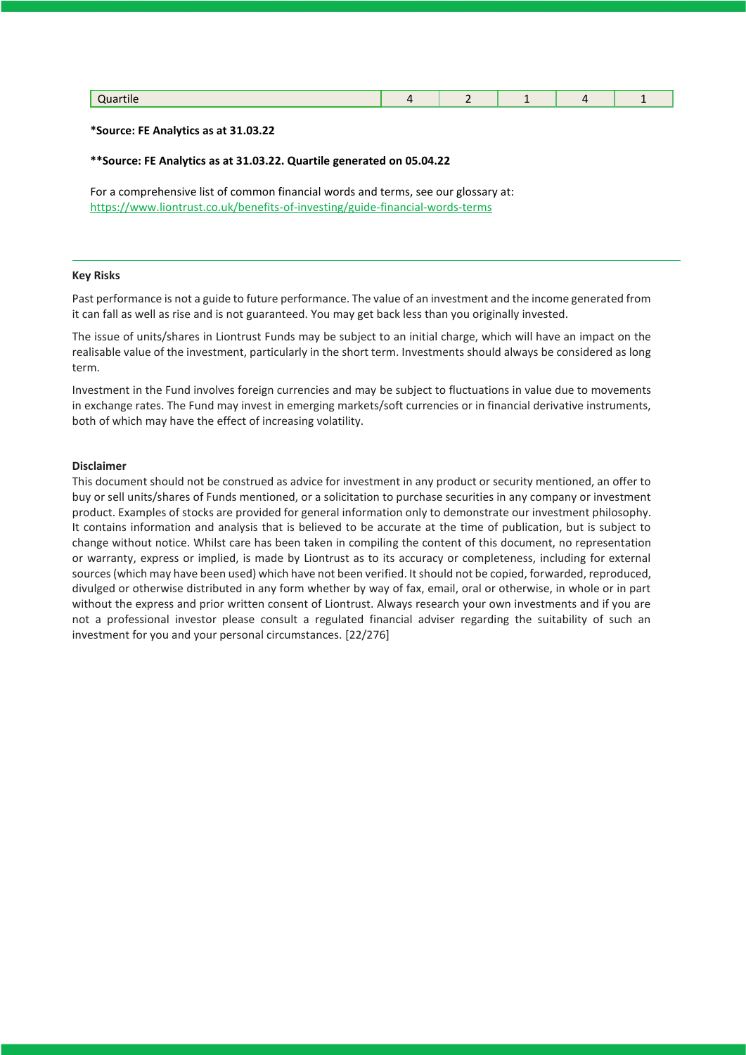| | | | | | |
|---|---|---|---|---|---|
| Quartile | 4 | 2 | 1 | 4 | 1 |

**\*Source: FE Analytics as at 31.03.22**

**\*\*Source: FE Analytics as at 31.03.22. Quartile generated on 05.04.22**

For a comprehensive list of common financial words and terms, see our glossary at: https://www.liontrust.co.uk/benefits-of-investing/guide-financial-words-terms

**Key Risks**

Past performance is not a guide to future performance. The value of an investment and the income generated from it can fall as well as rise and is not guaranteed. You may get back less than you originally invested.

The issue of units/shares in Liontrust Funds may be subject to an initial charge, which will have an impact on the realisable value of the investment, particularly in the short term. Investments should always be considered as long term.

Investment in the Fund involves foreign currencies and may be subject to fluctuations in value due to movements in exchange rates. The Fund may invest in emerging markets/soft currencies or in financial derivative instruments, both of which may have the effect of increasing volatility.

**Disclaimer**

This document should not be construed as advice for investment in any product or security mentioned, an offer to buy or sell units/shares of Funds mentioned, or a solicitation to purchase securities in any company or investment product. Examples of stocks are provided for general information only to demonstrate our investment philosophy. It contains information and analysis that is believed to be accurate at the time of publication, but is subject to change without notice. Whilst care has been taken in compiling the content of this document, no representation or warranty, express or implied, is made by Liontrust as to its accuracy or completeness, including for external sources (which may have been used) which have not been verified. It should not be copied, forwarded, reproduced, divulged or otherwise distributed in any form whether by way of fax, email, oral or otherwise, in whole or in part without the express and prior written consent of Liontrust. Always research your own investments and if you are not a professional investor please consult a regulated financial adviser regarding the suitability of such an investment for you and your personal circumstances. [22/276]